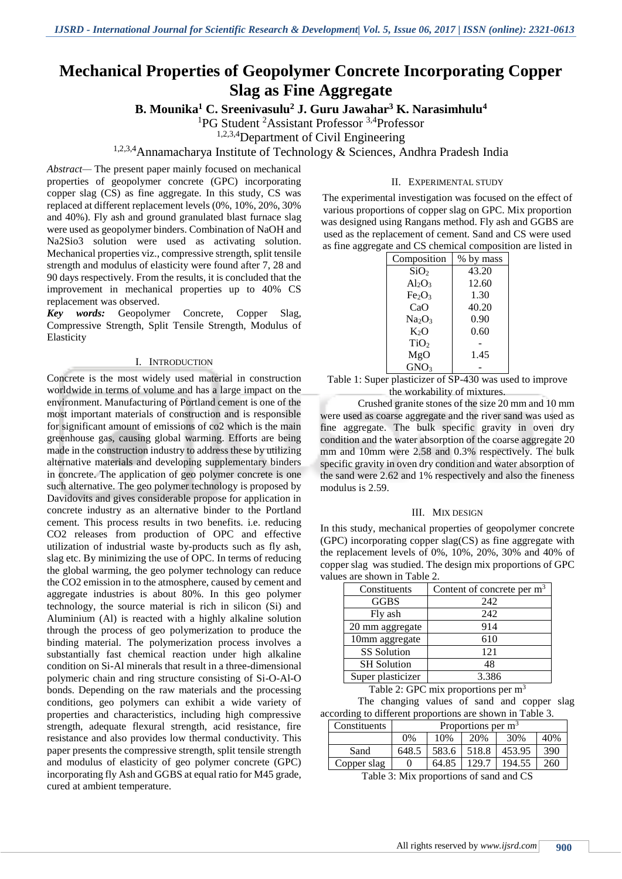# Mechanical Properties of Geopolymer Concrete Incorporating Copper Slag as Fine Aggregate

**B. Mounika[1] C. Sreenivasulu[2] J. Guru Jawahar[3] K. Narasimhulu[4]**

[1]PG Student [2]Assistant Professor [3,4]Professor

[1,2,3,4]Department of Civil Engineering

[1,2,3,4]Annamacharya Institute of Technology & Sciences, Andhra Pradesh India

*Abstract*— The present paper mainly focused on mechanical properties of geopolymer concrete (GPC) incorporating copper slag (CS) as fine aggregate. In this study, CS was replaced at different replacement levels (0%, 10%, 20%, 30% and 40%). Fly ash and ground granulated blast furnace slag were used as geopolymer binders. Combination of NaOH and Na2Sio3 solution were used as activating solution. Mechanical properties viz., compressive strength, split tensile strength and modulus of elasticity were found after 7, 28 and 90 days respectively. From the results, it is concluded that the improvement in mechanical properties up to 40% CS replacement was observed.

***Key words:*** Geopolymer Concrete, Copper Slag, Compressive Strength, Split Tensile Strength, Modulus of Elasticity

## I. Introduction

Concrete is the most widely used material in construction worldwide in terms of volume and has a large impact on the environment. Manufacturing of Portland cement is one of the most important materials of construction and is responsible for significant amount of emissions of co2 which is the main greenhouse gas, causing global warming. Efforts are being made in the construction industry to address these by utilizing alternative materials and developing supplementary binders in concrete. The application of geo polymer concrete is one such alternative. The geo polymer technology is proposed by Davidovits and gives considerable propose for application in concrete industry as an alternative binder to the Portland cement. This process results in two benefits. i.e. reducing CO2 releases from production of OPC and effective utilization of industrial waste by-products such as fly ash, slag etc. By minimizing the use of OPC. In terms of reducing the global warming, the geo polymer technology can reduce the CO2 emission in to the atmosphere, caused by cement and aggregate industries is about 80%. In this geo polymer technology, the source material is rich in silicon (Si) and Aluminium (Al) is reacted with a highly alkaline solution through the process of geo polymerization to produce the binding material. The polymerization process involves a substantially fast chemical reaction under high alkaline condition on Si-Al minerals that result in a three-dimensional polymeric chain and ring structure consisting of Si-O-Al-O bonds. Depending on the raw materials and the processing conditions, geo polymers can exhibit a wide variety of properties and characteristics, including high compressive strength, adequate flexural strength, acid resistance, fire resistance and also provides low thermal conductivity. This paper presents the compressive strength, split tensile strength and modulus of elasticity of geo polymer concrete (GPC) incorporating fly Ash and GGBS at equal ratio for M45 grade, cured at ambient temperature.

## II. Experimental Study

The experimental investigation was focused on the effect of various proportions of copper slag on GPC. Mix proportion was designed using Rangans method. Fly ash and GGBS are used as the replacement of cement. Sand and CS were used as fine aggregate and CS chemical composition are listed in

| Composition | % by mass |
|---|---|
| $SiO_2$ | 43.20 |
| $Al_2O_3$ | 12.60 |
| $Fe_2O_3$ | 1.30 |
| CaO | 40.20 |
| $Na_2O_3$ | 0.90 |
| $K_2O$ | 0.60 |
| $TiO_2$ | - |
| MgO | 1.45 |
| $GNO_3$ | - |

Table 1: Super plasticizer of SP-430 was used to improve the workability of mixtures.

Crushed granite stones of the size 20 mm and 10 mm were used as coarse aggregate and the river sand was used as fine aggregate. The bulk specific gravity in oven dry condition and the water absorption of the coarse aggregate 20 mm and 10mm were 2.58 and 0.3% respectively. The bulk specific gravity in oven dry condition and water absorption of the sand were 2.62 and 1% respectively and also the fineness modulus is 2.59.

## III. Mix Design

In this study, mechanical properties of geopolymer concrete (GPC) incorporating copper slag(CS) as fine aggregate with the replacement levels of 0%, 10%, 20%, 30% and 40% of copper slag was studied. The design mix proportions of GPC values are shown in Table 2.

| Constituents | Content of concrete per $m^3$ |
|---|---|
| GGBS | 242 |
| Fly ash | 242 |
| 20 mm aggregate | 914 |
| 10mm aggregate | 610 |
| SS Solution | 121 |
| SH Solution | 48 |
| Super plasticizer | 3.386 |

Table 2: GPC mix proportions per $m^3$

The changing values of sand and copper slag according to different proportions are shown in Table 3.

| Constituents | Proportions per $m^3$ | | | | |
|---|---|---|---|---|---|
| | 0% | 10% | 20% | 30% | 40% |
| Sand | 648.5 | 583.6 | 518.8 | 453.95 | 390 |
| Copper slag | 0 | 64.85 | 129.7 | 194.55 | 260 |

Table 3: Mix proportions of sand and CS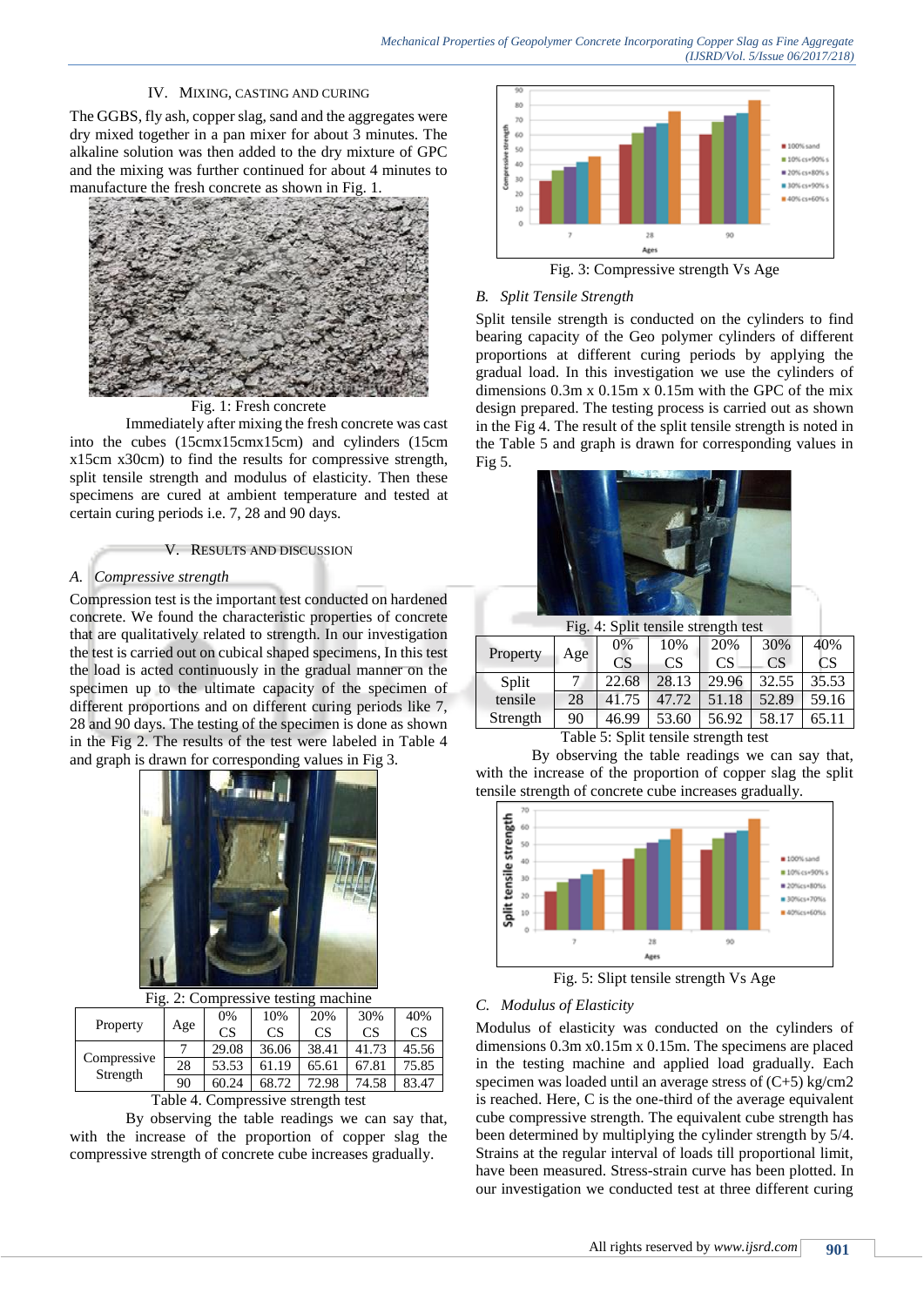## IV. MIXING, CASTING AND CURING

The GGBS, fly ash, copper slag, sand and the aggregates were dry mixed together in a pan mixer for about 3 minutes. The alkaline solution was then added to the dry mixture of GPC and the mixing was further continued for about 4 minutes to manufacture the fresh concrete as shown in Fig. 1.

Fig. 1: Fresh concrete

Immediately after mixing the fresh concrete was cast into the cubes (15cmx15cmx15cm) and cylinders (15cm x15cm x30cm) to find the results for compressive strength, split tensile strength and modulus of elasticity. Then these specimens are cured at ambient temperature and tested at certain curing periods i.e. 7, 28 and 90 days.

## V. RESULTS AND DISCUSSION

### A. *Compressive strength*

Compression test is the important test conducted on hardened concrete. We found the characteristic properties of concrete that are qualitatively related to strength. In our investigation the test is carried out on cubical shaped specimens, In this test the load is acted continuously in the gradual manner on the specimen up to the ultimate capacity of the specimen of different proportions and on different curing periods like 7, 28 and 90 days. The testing of the specimen is done as shown in the Fig 2. The results of the test were labeled in Table 4 and graph is drawn for corresponding values in Fig 3.

Fig. 2: Compressive testing machine

| Property | Age | 0% CS | 10% CS | 20% CS | 30% CS | 40% CS |
|---|---|---|---|---|---|---|
| Compressive Strength | 7 | 29.08 | 36.06 | 38.41 | 41.73 | 45.56 |
| | 28 | 53.53 | 61.19 | 65.61 | 67.81 | 75.85 |
| | 90 | 60.24 | 68.72 | 72.98 | 74.58 | 83.47 |

Table 4. Compressive strength test

By observing the table readings we can say that, with the increase of the proportion of copper slag the compressive strength of concrete cube increases gradually.

Compressive strength
90
80
70
60
50
40
30
20
10
0
7
28
90
Ages
100% sand
10% cs+90% s
20% cs+80% s
30% cs+90% s
40% cs+60% s

Fig. 3: Compressive strength Vs Age

### B. *Split Tensile Strength*

Split tensile strength is conducted on the cylinders to find bearing capacity of the Geo polymer cylinders of different proportions at different curing periods by applying the gradual load. In this investigation we use the cylinders of dimensions 0.3m x 0.15m x 0.15m with the GPC of the mix design prepared. The testing process is carried out as shown in the Fig 4. The result of the split tensile strength is noted in the Table 5 and graph is drawn for corresponding values in Fig 5.

Fig. 4: Split tensile strength test

| Property | Age | 0% CS | 10% CS | 20% CS | 30% CS | 40% CS |
|---|---|---|---|---|---|---|
| Split tensile Strength | 7 | 22.68 | 28.13 | 29.96 | 32.55 | 35.53 |
| | 28 | 41.75 | 47.72 | 51.18 | 52.89 | 59.16 |
| | 90 | 46.99 | 53.60 | 56.92 | 58.17 | 65.11 |

Table 5: Split tensile strength test

By observing the table readings we can say that, with the increase of the proportion of copper slag the split tensile strength of concrete cube increases gradually.

Split tensile strength
70
60
50
40
30
20
10
0
7
28
90
Ages
100% sand
10% cs+90% s
20%cs+80%s
30%cs+70%s
40%cs+60%s

Fig. 5: Slipt tensile strength Vs Age

### C. *Modulus of Elasticity*

Modulus of elasticity was conducted on the cylinders of dimensions 0.3m x0.15m x 0.15m. The specimens are placed in the testing machine and applied load gradually. Each specimen was loaded until an average stress of (C+5) kg/cm2 is reached. Here, C is the one-third of the average equivalent cube compressive strength. The equivalent cube strength has been determined by multiplying the cylinder strength by 5/4. Strains at the regular interval of loads till proportional limit, have been measured. Stress-strain curve has been plotted. In our investigation we conducted test at three different curing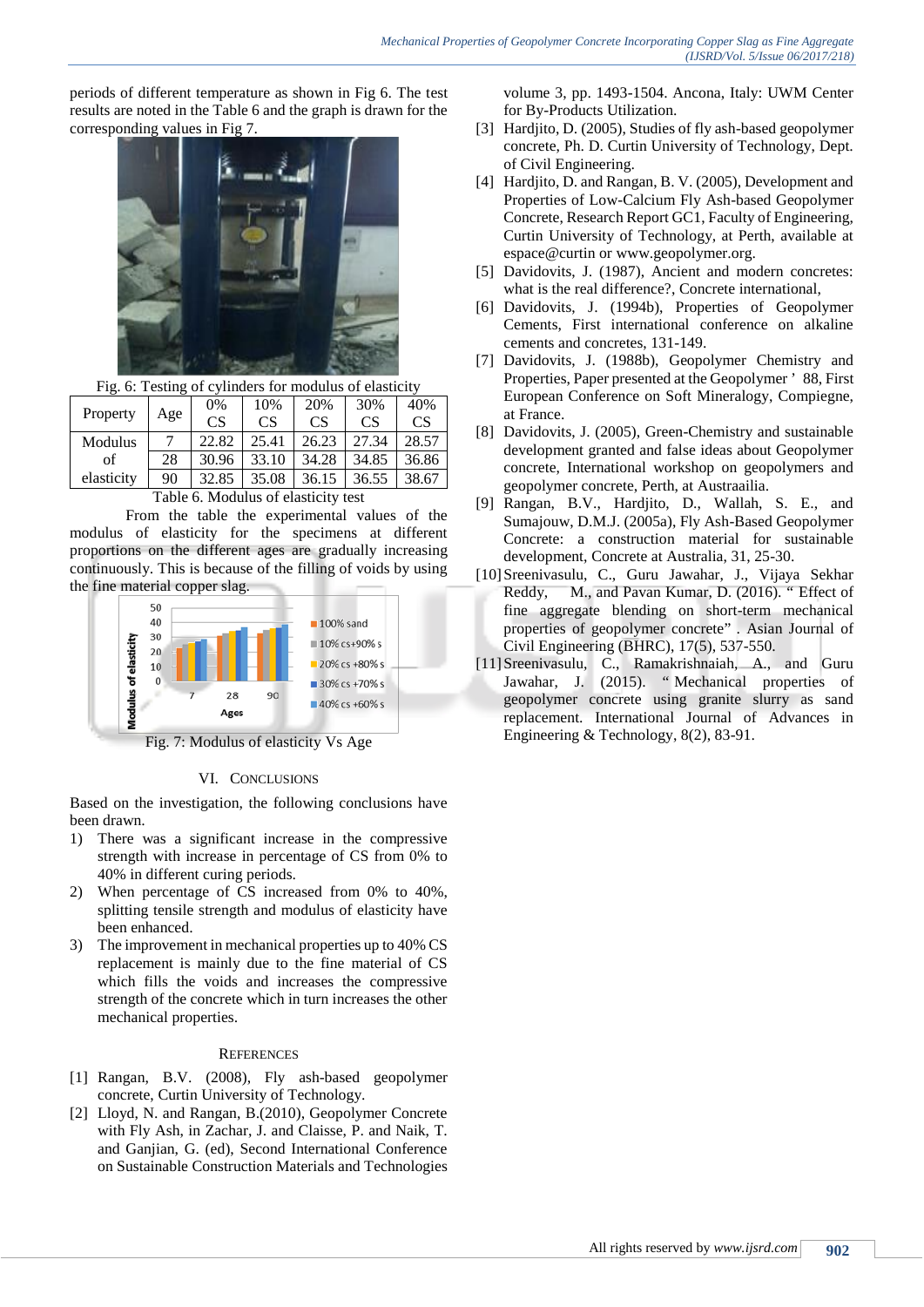periods of different temperature as shown in Fig 6. The test results are noted in the Table 6 and the graph is drawn for the corresponding values in Fig 7.

Fig. 6: Testing of cylinders for modulus of elasticity

| Property | Age | 0% CS | 10% CS | 20% CS | 30% CS | 40% CS |
|---|---|---|---|---|---|---|
| Modulus of elasticity | 7 | 22.82 | 25.41 | 26.23 | 27.34 | 28.57 |
| | 28 | 30.96 | 33.10 | 34.28 | 34.85 | 36.86 |
| | 90 | 32.85 | 35.08 | 36.15 | 36.55 | 38.67 |

Table 6. Modulus of elasticity test

From the table the experimental values of the modulus of elasticity for the specimens at different proportions on the different ages are gradually increasing continuously. This is because of the filling of voids by using the fine material copper slag.

Modulus of elasticity
50
40
30
20
10
0
7
28
90
Ages
100% sand
10% cs+90% s
20% cs +80% s
30% cs +70% s
40% cs +60% s

Fig. 7: Modulus of elasticity Vs Age

## VI. Conclusions

Based on the investigation, the following conclusions have been drawn.

1) There was a significant increase in the compressive strength with increase in percentage of CS from 0% to 40% in different curing periods.
2) When percentage of CS increased from 0% to 40%, splitting tensile strength and modulus of elasticity have been enhanced.
3) The improvement in mechanical properties up to 40% CS replacement is mainly due to the fine material of CS which fills the voids and increases the compressive strength of the concrete which in turn increases the other mechanical properties.

## References

[1] Rangan, B.V. (2008), Fly ash-based geopolymer concrete, Curtin University of Technology.

[2] Lloyd, N. and Rangan, B.(2010), Geopolymer Concrete with Fly Ash, in Zachar, J. and Claisse, P. and Naik, T. and Ganjian, G. (ed), Second International Conference on Sustainable Construction Materials and Technologies volume 3, pp. 1493-1504. Ancona, Italy: UWM Center for By-Products Utilization.

[3] Hardjito, D. (2005), Studies of fly ash-based geopolymer concrete, Ph. D. Curtin University of Technology, Dept. of Civil Engineering.

[4] Hardjito, D. and Rangan, B. V. (2005), Development and Properties of Low-Calcium Fly Ash-based Geopolymer Concrete, Research Report GC1, Faculty of Engineering, Curtin University of Technology, at Perth, available at espace@curtin or www.geopolymer.org.

[5] Davidovits, J. (1987), Ancient and modern concretes: what is the real difference?, Concrete international,

[6] Davidovits, J. (1994b), Properties of Geopolymer Cements, First international conference on alkaline cements and concretes, 131-149.

[7] Davidovits, J. (1988b), Geopolymer Chemistry and Properties, Paper presented at the Geopolymer ' 88, First European Conference on Soft Mineralogy, Compiegne, at France.

[8] Davidovits, J. (2005), Green-Chemistry and sustainable development granted and false ideas about Geopolymer concrete, International workshop on geopolymers and geopolymer concrete, Perth, at Austraailia.

[9] Rangan, B.V., Hardjito, D., Wallah, S. E., and Sumajouw, D.M.J. (2005a), Fly Ash-Based Geopolymer Concrete: a construction material for sustainable development, Concrete at Australia, 31, 25-30.

[10] Sreenivasulu, C., Guru Jawahar, J., Vijaya Sekhar Reddy, M., and Pavan Kumar, D. (2016). " Effect of fine aggregate blending on short-term mechanical properties of geopolymer concrete" . Asian Journal of Civil Engineering (BHRC), 17(5), 537-550.

[11] Sreenivasulu, C., Ramakrishnaiah, A., and Guru Jawahar, J. (2015). " Mechanical properties of geopolymer concrete using granite slurry as sand replacement. International Journal of Advances in Engineering & Technology, 8(2), 83-91.